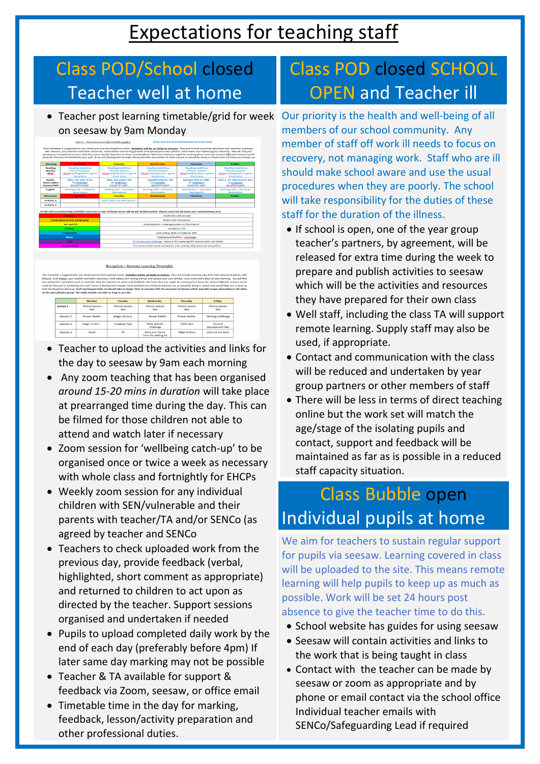# Expectations for teaching staff

## Class POD/School closed Teacher well at home

- Teacher post learning timetable/grid for week on seesaw by 9am Monday
- Teacher to upload the activities and links for the day to seesaw by 9am each morning
- Any zoom teaching that has been organised *around 15-20 mins in duration* will take place at prearranged time during the day. This can be filmed for those children not able to attend and watch later if necessary
- Zoom session for 'wellbeing catch-up' to be organised once or twice a week as necessary with whole class and fortnightly for EHCPs
- Weekly zoom session for any individual children with SEN/vulnerable and their parents with teacher/TA and/or SENCo (as agreed by teacher and SENCo
- Teachers to check uploaded work from the previous day, provide feedback (verbal, highlighted, short comment as appropriate) and returned to children to act upon as directed by the teacher. Support sessions organised and undertaken if needed
- Pupils to upload completed daily work by the end of each day (preferably before 4pm) If later same day marking may not be possible
- Teacher & TA available for support & feedback via Zoom, seesaw, or office email
- Timetable time in the day for marking, feedback, lesson/activity preparation and other professional duties.

## Class POD closed SCHOOL OPEN and Teacher ill

Our priority is the health and well-being of all members of our school community. Any member of staff off work ill needs to focus on recovery, not managing work. Staff who are ill should make school aware and use the usual procedures when they are poorly. The school will take responsibility for the duties of these staff for the duration of the illness.

- If school is open, one of the year group teacher's partners, by agreement, will be released for extra time during the week to prepare and publish activities to seesaw which will be the activities and resources they have prepared for their own class
- Well staff, including the class TA will support remote learning. Supply staff may also be used, if appropriate.
- Contact and communication with the class will be reduced and undertaken by year group partners or other members of staff
- There will be less in terms of direct teaching online but the work set will match the age/stage of the isolating pupils and contact, support and feedback will be maintained as far as is possible in a reduced staff capacity situation.

## Class Bubble open Individual pupils at home

We aim for teachers to sustain regular support for pupils via seesaw. Learning covered in class will be uploaded to the site. This means remote learning will help pupils to keep up as much as possible. Work will be set 24 hours post absence to give the teacher time to do this.

- School website has guides for using seesaw
- Seesaw will contain activities and links to the work that is being taught in class
- Contact with the teacher can be made by seesaw or zoom as appropriate and by phone or email contact via the school office Individual teacher emails with SENCo/Safeguarding Lead if required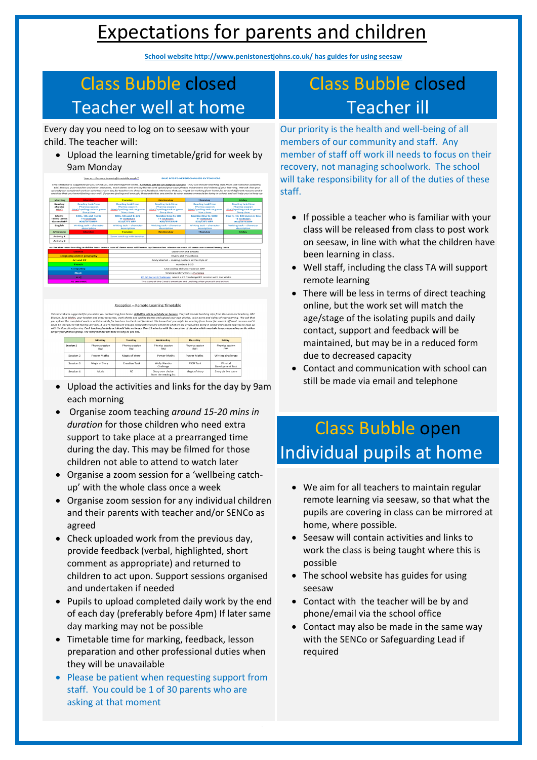# Expectations for parents and children

**School website http://www.penistonestjohns.co.uk/ has guides for using seesaw**

## Class Bubble closed Teacher well at home

Every day you need to log on to seesaw with your child. The teacher will:

- Upload the learning timetable/grid for week by 9am Monday
- Upload the activities and links for the day by 9am each morning
- Organise zoom teaching *around 15-20 mins in duration* for those children who need extra support to take place at a prearranged time during the day. This may be filmed for those children not able to attend to watch later
- Organise a zoom session for a 'wellbeing catch-up' with the whole class once a week
- Organise zoom session for any individual children and their parents with teacher and/or SENCo as agreed
- Check uploaded work from the previous day, provide feedback (verbal, highlighted, short comment as appropriate) and returned to children to act upon. Support sessions organised and undertaken if needed
- Pupils to upload completed daily work by the end of each day (preferably before 4pm) If later same day marking may not be possible
- Timetable time for marking, feedback, lesson preparation and other professional duties when they will be unavailable
- Please be patient when requesting support from staff. You could be 1 of 30 parents who are asking at that moment

## Class Bubble closed Teacher ill

Our priority is the health and well-being of all members of our community and staff. Any member of staff off work ill needs to focus on their recovery, not managing schoolwork. The school will take responsibility for all of the duties of these staff.

- If possible a teacher who is familiar with your class will be released from class to post work on seesaw, in line with what the children have been learning in class.
- Well staff, including the class TA will support remote learning
- There will be less in terms of direct teaching online, but the work set will match the age/stage of the isolating pupils and daily contact, support and feedback will be maintained, but may be in a reduced form due to decreased capacity
- Contact and communication with school can still be made via email and telephone

## Class Bubble open Individual pupils at home

- We aim for all teachers to maintain regular remote learning via seesaw, so that what the pupils are covering in class can be mirrored at home, where possible.
- Seesaw will contain activities and links to work the class is being taught where this is possible
- The school website has guides for using seesaw
- Contact with the teacher will be by and phone/email via the school office
- Contact may also be made in the same way with the SENCo or Safeguarding Lead if required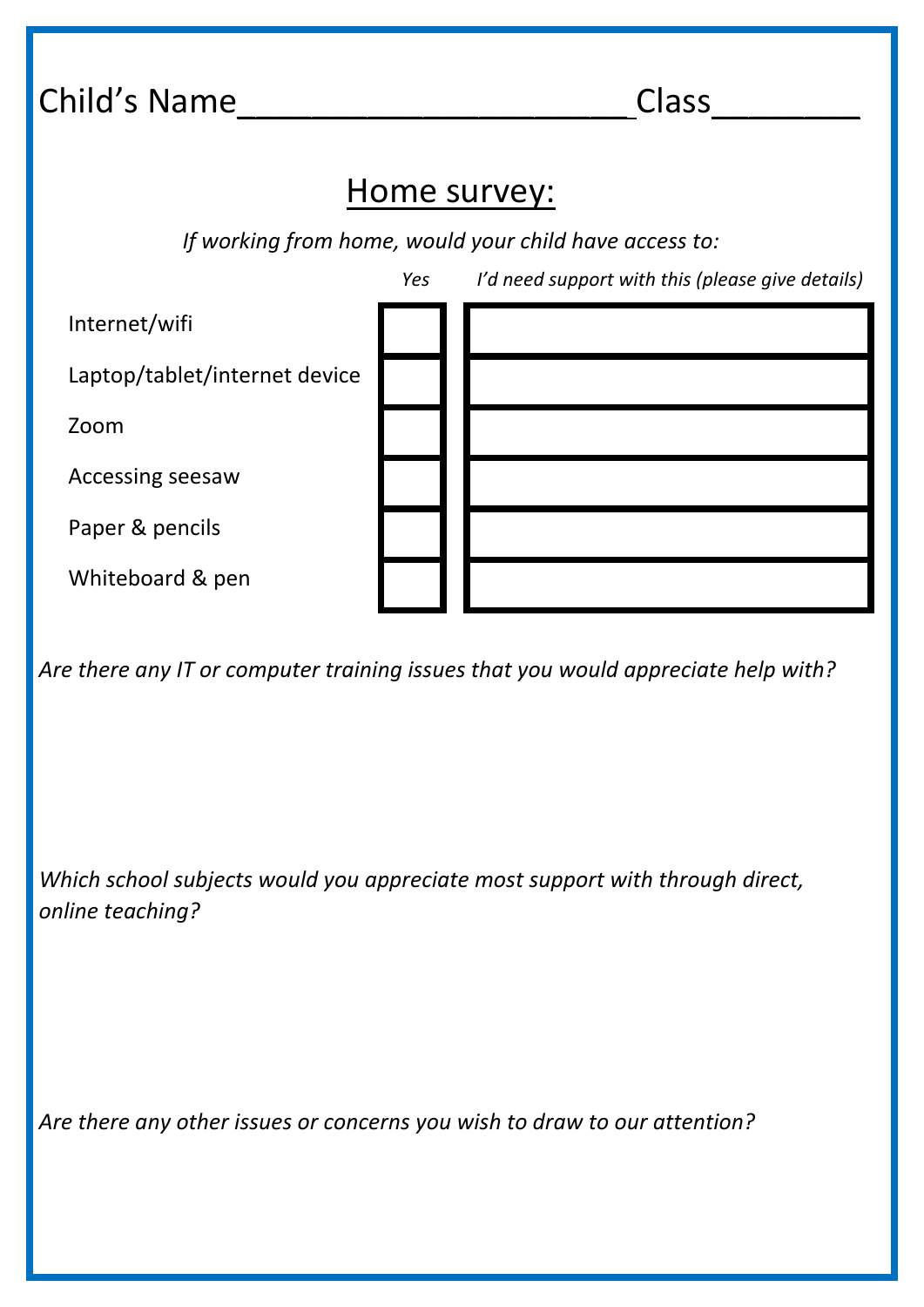Child's Name____________________ Class________

## Home survey:

*If working from home, would your child have access to:*

| | *Yes* | *I'd need support with this (please give details)* |
|---|---|---|
| Internet/wifi | | |
| Laptop/tablet/internet device | | |
| Zoom | | |
| Accessing seesaw | | |
| Paper & pencils | | |
| Whiteboard & pen | | |

*Are there any IT or computer training issues that you would appreciate help with?*

*Which school subjects would you appreciate most support with through direct, online teaching?*

*Are there any other issues or concerns you wish to draw to our attention?*